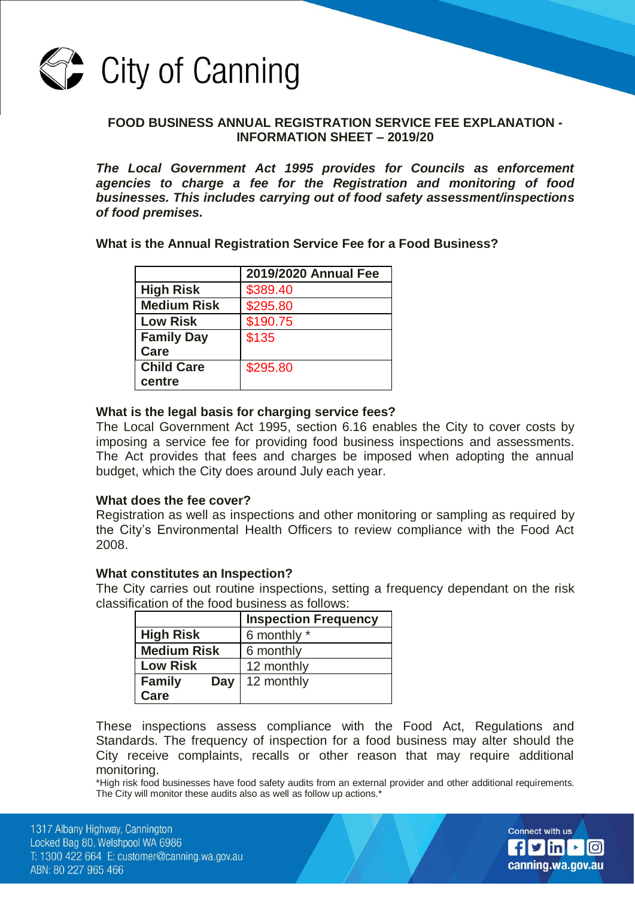# City of Canning

## FOOD BUSINESS ANNUAL REGISTRATION SERVICE FEE EXPLANATION - INFORMATION SHEET – 2019/20

***The Local Government Act 1995 provides for Councils as enforcement agencies to charge a fee for the Registration and monitoring of food businesses. This includes carrying out of food safety assessment/inspections of food premises.***

**What is the Annual Registration Service Fee for a Food Business?**

| | 2019/2020 Annual Fee |
|---|---|
| **High Risk** | $389.40 |
| **Medium Risk** | $295.80 |
| **Low Risk** | $190.75 |
| **Family Day Care** | $135 |
| **Child Care centre** | $295.80 |

**What is the legal basis for charging service fees?**
The Local Government Act 1995, section 6.16 enables the City to cover costs by imposing a service fee for providing food business inspections and assessments. The Act provides that fees and charges be imposed when adopting the annual budget, which the City does around July each year.

**What does the fee cover?**
Registration as well as inspections and other monitoring or sampling as required by the City's Environmental Health Officers to review compliance with the Food Act 2008.

**What constitutes an Inspection?**
The City carries out routine inspections, setting a frequency dependant on the risk classification of the food business as follows:

| | Inspection Frequency |
|---|---|
| **High Risk** | 6 monthly * |
| **Medium Risk** | 6 monthly |
| **Low Risk** | 12 monthly |
| **Family Day Care** | 12 monthly |

These inspections assess compliance with the Food Act, Regulations and Standards. The frequency of inspection for a food business may alter should the City receive complaints, recalls or other reason that may require additional monitoring.

*High risk food businesses have food safety audits from an external provider and other additional requirements. The City will monitor these audits also as well as follow up actions.*

1317 Albany Highway, Cannington
Locked Bag 80, Welshpool WA 6986
T: 1300 422 664 E: customer@canning.wa.gov.au
ABN: 80 227 965 466

Connect with us
canning.wa.gov.au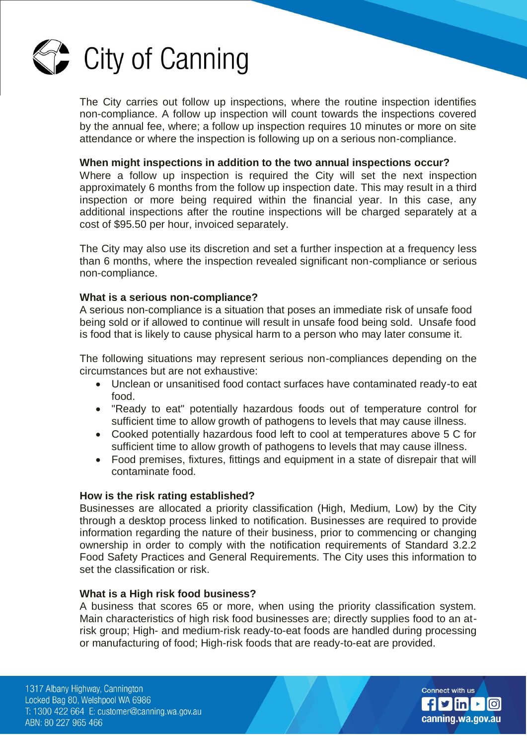The City carries out follow up inspections, where the routine inspection identifies non-compliance. A follow up inspection will count towards the inspections covered by the annual fee, where; a follow up inspection requires 10 minutes or more on site attendance or where the inspection is following up on a serious non-compliance.

**When might inspections in addition to the two annual inspections occur?**

Where a follow up inspection is required the City will set the next inspection approximately 6 months from the follow up inspection date. This may result in a third inspection or more being required within the financial year. In this case, any additional inspections after the routine inspections will be charged separately at a cost of $95.50 per hour, invoiced separately.

The City may also use its discretion and set a further inspection at a frequency less than 6 months, where the inspection revealed significant non-compliance or serious non-compliance.

**What is a serious non-compliance?**

A serious non-compliance is a situation that poses an immediate risk of unsafe food being sold or if allowed to continue will result in unsafe food being sold. Unsafe food is food that is likely to cause physical harm to a person who may later consume it.

The following situations may represent serious non-compliances depending on the circumstances but are not exhaustive:

- Unclean or unsanitised food contact surfaces have contaminated ready-to eat food.
- "Ready to eat" potentially hazardous foods out of temperature control for sufficient time to allow growth of pathogens to levels that may cause illness.
- Cooked potentially hazardous food left to cool at temperatures above 5 C for sufficient time to allow growth of pathogens to levels that may cause illness.
- Food premises, fixtures, fittings and equipment in a state of disrepair that will contaminate food.

**How is the risk rating established?**

Businesses are allocated a priority classification (High, Medium, Low) by the City through a desktop process linked to notification. Businesses are required to provide information regarding the nature of their business, prior to commencing or changing ownership in order to comply with the notification requirements of Standard 3.2.2 Food Safety Practices and General Requirements. The City uses this information to set the classification or risk.

**What is a High risk food business?**

A business that scores 65 or more, when using the priority classification system. Main characteristics of high risk food businesses are; directly supplies food to an at-risk group; High- and medium-risk ready-to-eat foods are handled during processing or manufacturing of food; High-risk foods that are ready-to-eat are provided.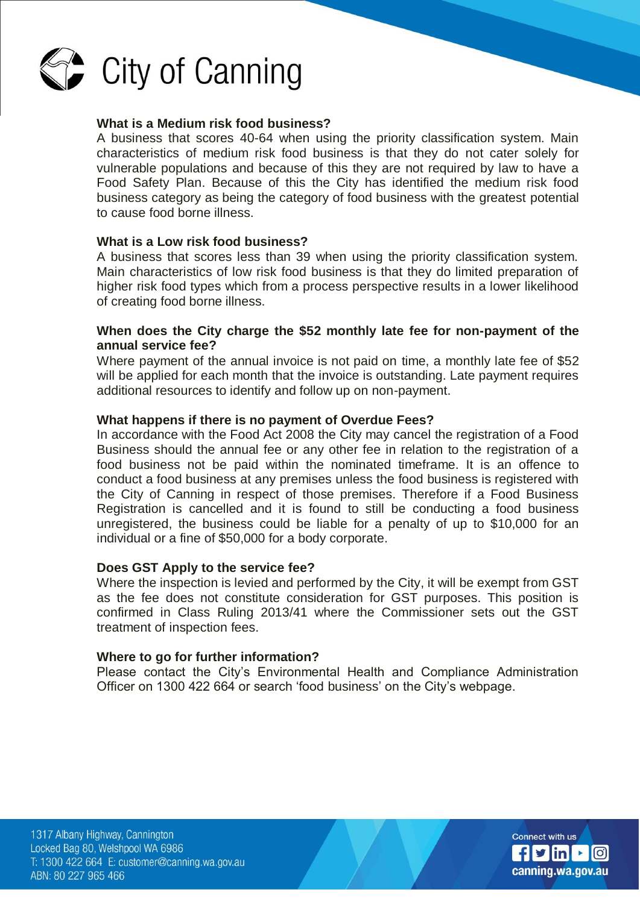**What is a Medium risk food business?**
A business that scores 40-64 when using the priority classification system. Main characteristics of medium risk food business is that they do not cater solely for vulnerable populations and because of this they are not required by law to have a Food Safety Plan. Because of this the City has identified the medium risk food business category as being the category of food business with the greatest potential to cause food borne illness.

**What is a Low risk food business?**
A business that scores less than 39 when using the priority classification system. Main characteristics of low risk food business is that they do limited preparation of higher risk food types which from a process perspective results in a lower likelihood of creating food borne illness.

**When does the City charge the $52 monthly late fee for non-payment of the annual service fee?**
Where payment of the annual invoice is not paid on time, a monthly late fee of $52 will be applied for each month that the invoice is outstanding. Late payment requires additional resources to identify and follow up on non-payment.

**What happens if there is no payment of Overdue Fees?**
In accordance with the Food Act 2008 the City may cancel the registration of a Food Business should the annual fee or any other fee in relation to the registration of a food business not be paid within the nominated timeframe. It is an offence to conduct a food business at any premises unless the food business is registered with the City of Canning in respect of those premises. Therefore if a Food Business Registration is cancelled and it is found to still be conducting a food business unregistered, the business could be liable for a penalty of up to $10,000 for an individual or a fine of $50,000 for a body corporate.

**Does GST Apply to the service fee?**
Where the inspection is levied and performed by the City, it will be exempt from GST as the fee does not constitute consideration for GST purposes. This position is confirmed in Class Ruling 2013/41 where the Commissioner sets out the GST treatment of inspection fees.

**Where to go for further information?**
Please contact the City's Environmental Health and Compliance Administration Officer on 1300 422 664 or search 'food business' on the City's webpage.